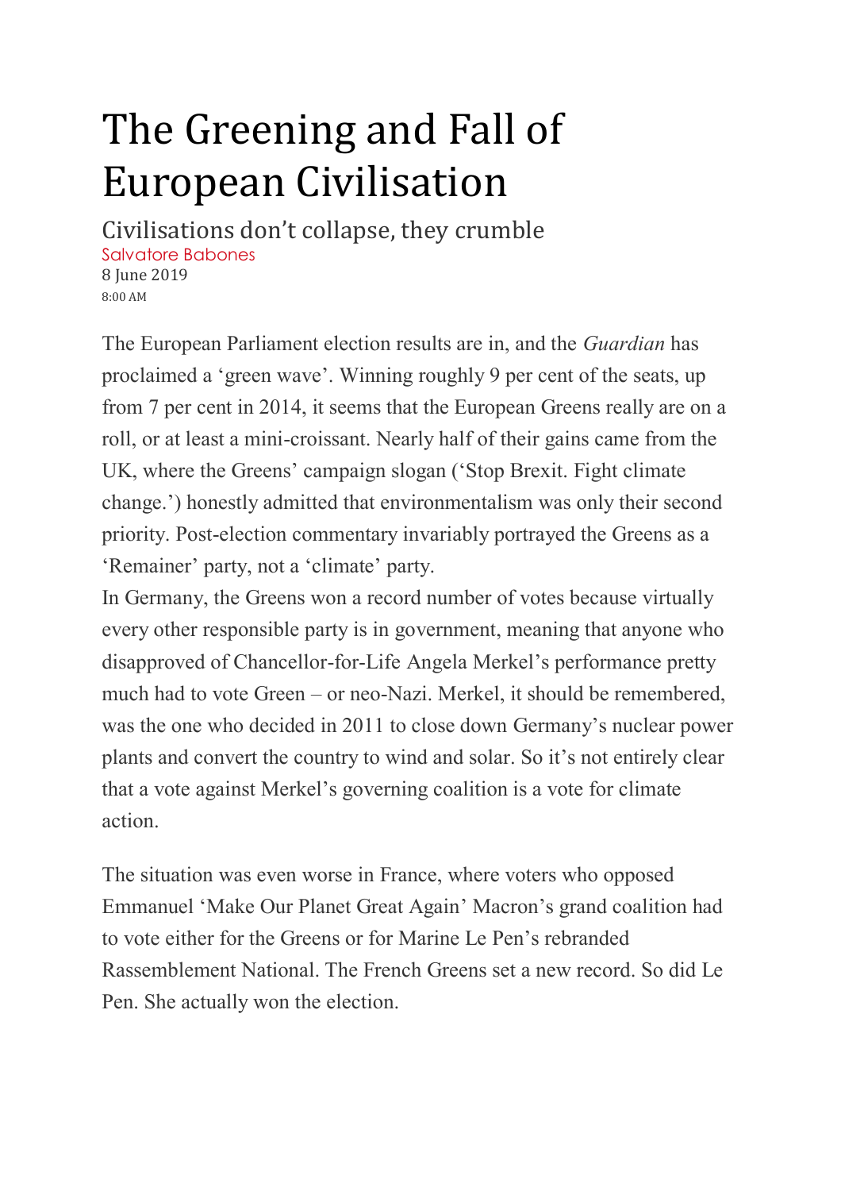# The Greening and Fall of European Civilisation

## Civilisations don't collapse, they crumble

Salvatore Babones

8 June 2019

8:00 AM

The European Parliament election results are in, and the *Guardian* has proclaimed a 'green wave'. Winning roughly 9 per cent of the seats, up from 7 per cent in 2014, it seems that the European Greens really are on a roll, or at least a mini-croissant. Nearly half of their gains came from the UK, where the Greens' campaign slogan ('Stop Brexit. Fight climate change.') honestly admitted that environmentalism was only their second priority. Post-election commentary invariably portrayed the Greens as a 'Remainer' party, not a 'climate' party.

In Germany, the Greens won a record number of votes because virtually every other responsible party is in government, meaning that anyone who disapproved of Chancellor-for-Life Angela Merkel's performance pretty much had to vote Green – or neo-Nazi. Merkel, it should be remembered, was the one who decided in 2011 to close down Germany's nuclear power plants and convert the country to wind and solar. So it's not entirely clear that a vote against Merkel's governing coalition is a vote for climate action.

The situation was even worse in France, where voters who opposed Emmanuel 'Make Our Planet Great Again' Macron's grand coalition had to vote either for the Greens or for Marine Le Pen's rebranded Rassemblement National. The French Greens set a new record. So did Le Pen. She actually won the election.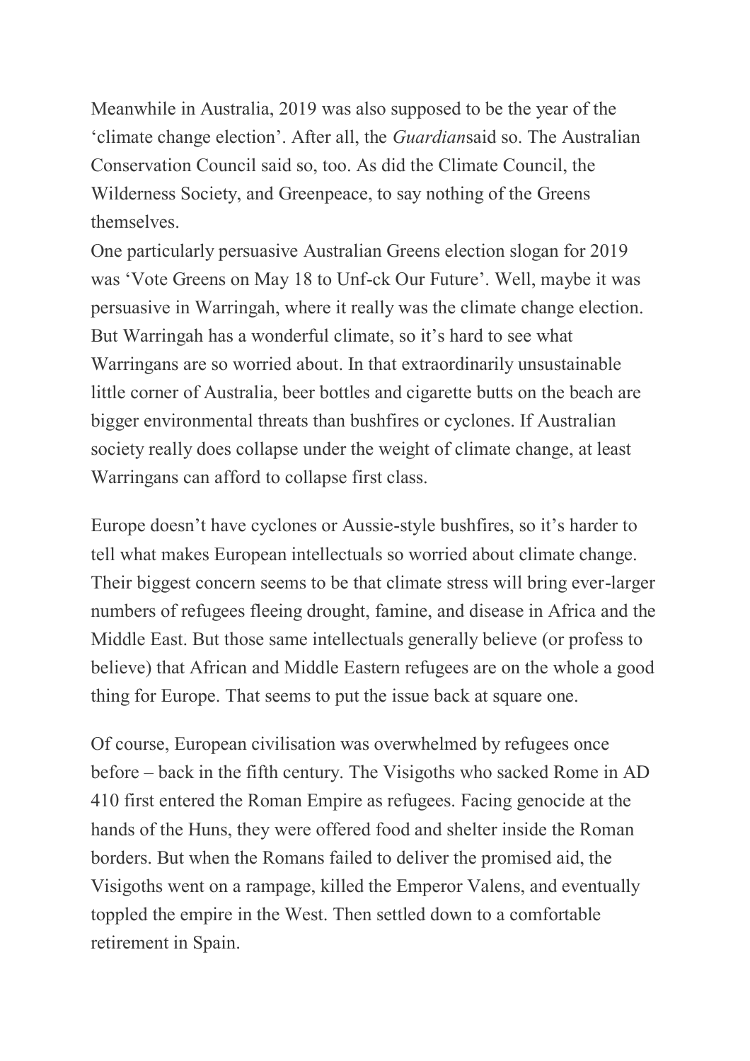Meanwhile in Australia, 2019 was also supposed to be the year of the 'climate change election'. After all, the *Guardian*said so. The Australian Conservation Council said so, too. As did the Climate Council, the Wilderness Society, and Greenpeace, to say nothing of the Greens themselves.

One particularly persuasive Australian Greens election slogan for 2019 was 'Vote Greens on May 18 to Unf-ck Our Future'. Well, maybe it was persuasive in Warringah, where it really was the climate change election. But Warringah has a wonderful climate, so it's hard to see what Warringans are so worried about. In that extraordinarily unsustainable little corner of Australia, beer bottles and cigarette butts on the beach are bigger environmental threats than bushfires or cyclones. If Australian society really does collapse under the weight of climate change, at least Warringans can afford to collapse first class.

Europe doesn't have cyclones or Aussie-style bushfires, so it's harder to tell what makes European intellectuals so worried about climate change. Their biggest concern seems to be that climate stress will bring ever-larger numbers of refugees fleeing drought, famine, and disease in Africa and the Middle East. But those same intellectuals generally believe (or profess to believe) that African and Middle Eastern refugees are on the whole a good thing for Europe. That seems to put the issue back at square one.

Of course, European civilisation was overwhelmed by refugees once before – back in the fifth century. The Visigoths who sacked Rome in AD 410 first entered the Roman Empire as refugees. Facing genocide at the hands of the Huns, they were offered food and shelter inside the Roman borders. But when the Romans failed to deliver the promised aid, the Visigoths went on a rampage, killed the Emperor Valens, and eventually toppled the empire in the West. Then settled down to a comfortable retirement in Spain.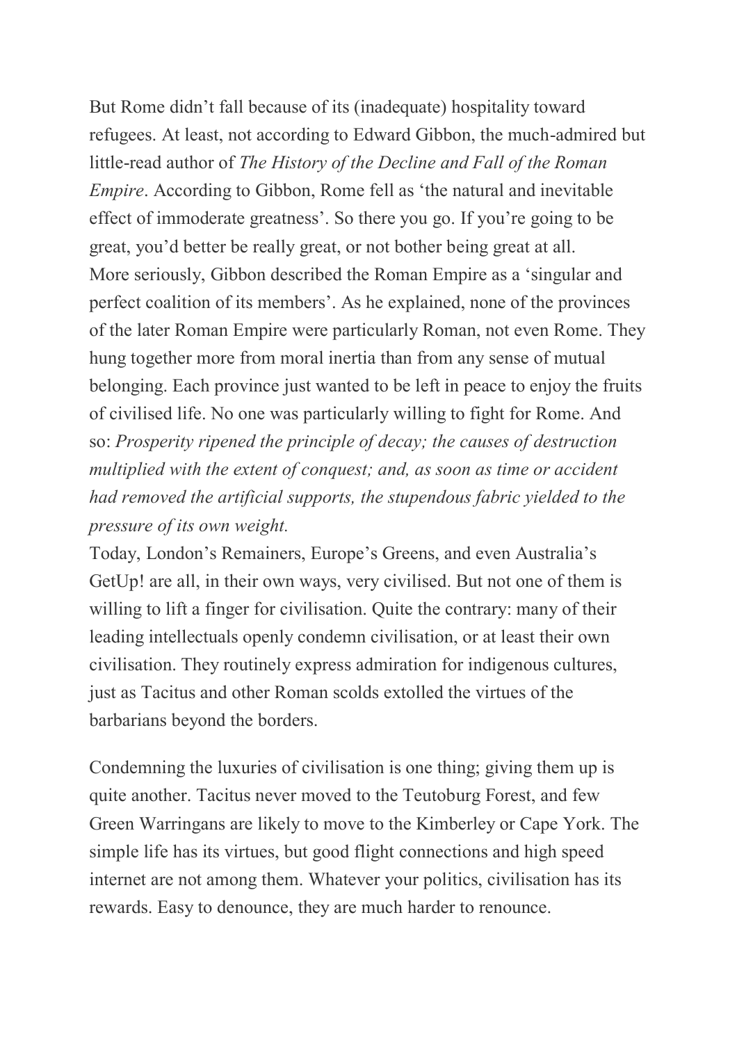But Rome didn't fall because of its (inadequate) hospitality toward refugees. At least, not according to Edward Gibbon, the much-admired but little-read author of *The History of the Decline and Fall of the Roman Empire*. According to Gibbon, Rome fell as 'the natural and inevitable effect of immoderate greatness'. So there you go. If you're going to be great, you'd better be really great, or not bother being great at all.

More seriously, Gibbon described the Roman Empire as a 'singular and perfect coalition of its members'. As he explained, none of the provinces of the later Roman Empire were particularly Roman, not even Rome. They hung together more from moral inertia than from any sense of mutual belonging. Each province just wanted to be left in peace to enjoy the fruits of civilised life. No one was particularly willing to fight for Rome. And so: *Prosperity ripened the principle of decay; the causes of destruction multiplied with the extent of conquest; and, as soon as time or accident had removed the artificial supports, the stupendous fabric yielded to the pressure of its own weight.*

Today, London's Remainers, Europe's Greens, and even Australia's GetUp! are all, in their own ways, very civilised. But not one of them is willing to lift a finger for civilisation. Quite the contrary: many of their leading intellectuals openly condemn civilisation, or at least their own civilisation. They routinely express admiration for indigenous cultures, just as Tacitus and other Roman scolds extolled the virtues of the barbarians beyond the borders.

Condemning the luxuries of civilisation is one thing; giving them up is quite another. Tacitus never moved to the Teutoburg Forest, and few Green Warringans are likely to move to the Kimberley or Cape York. The simple life has its virtues, but good flight connections and high speed internet are not among them. Whatever your politics, civilisation has its rewards. Easy to denounce, they are much harder to renounce.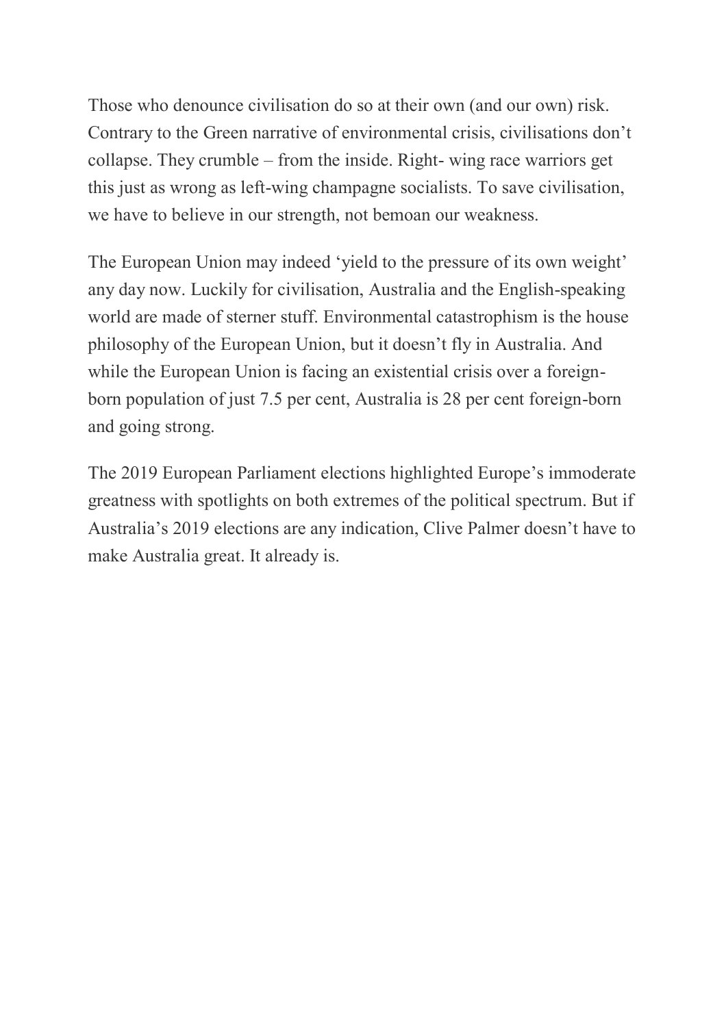Those who denounce civilisation do so at their own (and our own) risk. Contrary to the Green narrative of environmental crisis, civilisations don't collapse. They crumble – from the inside. Right- wing race warriors get this just as wrong as left-wing champagne socialists. To save civilisation, we have to believe in our strength, not bemoan our weakness.

The European Union may indeed 'yield to the pressure of its own weight' any day now. Luckily for civilisation, Australia and the English-speaking world are made of sterner stuff. Environmental catastrophism is the house philosophy of the European Union, but it doesn't fly in Australia. And while the European Union is facing an existential crisis over a foreign-born population of just 7.5 per cent, Australia is 28 per cent foreign-born and going strong.

The 2019 European Parliament elections highlighted Europe's immoderate greatness with spotlights on both extremes of the political spectrum. But if Australia's 2019 elections are any indication, Clive Palmer doesn't have to make Australia great. It already is.